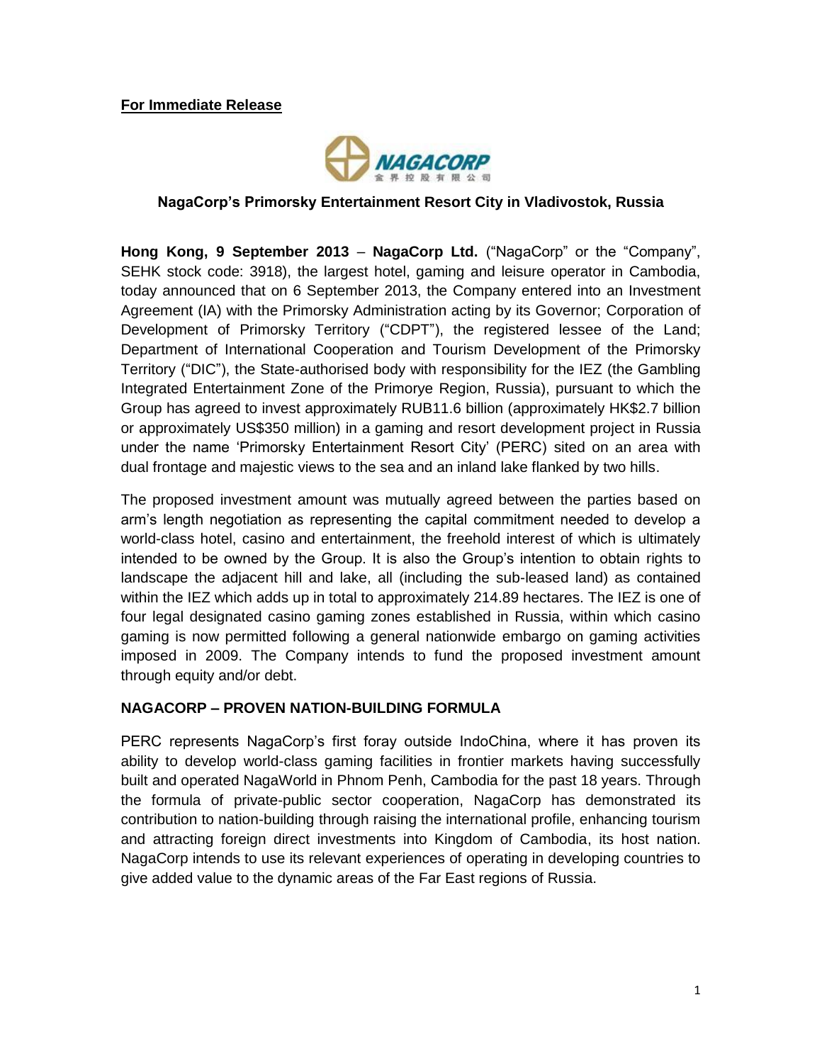**For Immediate Release**

NAGACORP
金界控股有限公司

## NagaCorp's Primorsky Entertainment Resort City in Vladivostok, Russia

**Hong Kong, 9 September 2013** – **NagaCorp Ltd.** ("NagaCorp" or the "Company", SEHK stock code: 3918), the largest hotel, gaming and leisure operator in Cambodia, today announced that on 6 September 2013, the Company entered into an Investment Agreement (IA) with the Primorsky Administration acting by its Governor; Corporation of Development of Primorsky Territory ("CDPT"), the registered lessee of the Land; Department of International Cooperation and Tourism Development of the Primorsky Territory ("DIC"), the State-authorised body with responsibility for the IEZ (the Gambling Integrated Entertainment Zone of the Primorye Region, Russia), pursuant to which the Group has agreed to invest approximately RUB11.6 billion (approximately HK$2.7 billion or approximately US$350 million) in a gaming and resort development project in Russia under the name 'Primorsky Entertainment Resort City' (PERC) sited on an area with dual frontage and majestic views to the sea and an inland lake flanked by two hills.

The proposed investment amount was mutually agreed between the parties based on arm's length negotiation as representing the capital commitment needed to develop a world-class hotel, casino and entertainment, the freehold interest of which is ultimately intended to be owned by the Group. It is also the Group's intention to obtain rights to landscape the adjacent hill and lake, all (including the sub-leased land) as contained within the IEZ which adds up in total to approximately 214.89 hectares. The IEZ is one of four legal designated casino gaming zones established in Russia, within which casino gaming is now permitted following a general nationwide embargo on gaming activities imposed in 2009. The Company intends to fund the proposed investment amount through equity and/or debt.

### NAGACORP – PROVEN NATION-BUILDING FORMULA

PERC represents NagaCorp's first foray outside IndoChina, where it has proven its ability to develop world-class gaming facilities in frontier markets having successfully built and operated NagaWorld in Phnom Penh, Cambodia for the past 18 years. Through the formula of private-public sector cooperation, NagaCorp has demonstrated its contribution to nation-building through raising the international profile, enhancing tourism and attracting foreign direct investments into Kingdom of Cambodia, its host nation. NagaCorp intends to use its relevant experiences of operating in developing countries to give added value to the dynamic areas of the Far East regions of Russia.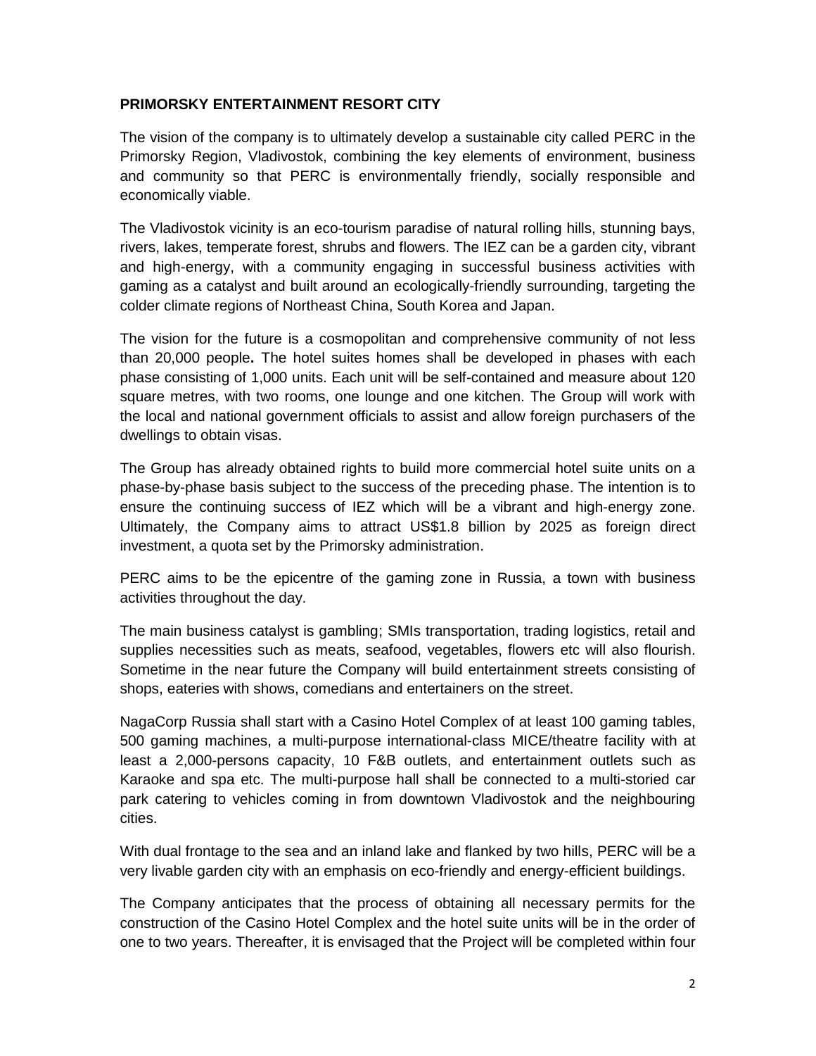**PRIMORSKY ENTERTAINMENT RESORT CITY**

The vision of the company is to ultimately develop a sustainable city called PERC in the Primorsky Region, Vladivostok, combining the key elements of environment, business and community so that PERC is environmentally friendly, socially responsible and economically viable.

The Vladivostok vicinity is an eco-tourism paradise of natural rolling hills, stunning bays, rivers, lakes, temperate forest, shrubs and flowers. The IEZ can be a garden city, vibrant and high-energy, with a community engaging in successful business activities with gaming as a catalyst and built around an ecologically-friendly surrounding, targeting the colder climate regions of Northeast China, South Korea and Japan.

The vision for the future is a cosmopolitan and comprehensive community of not less than 20,000 people**.** The hotel suites homes shall be developed in phases with each phase consisting of 1,000 units. Each unit will be self-contained and measure about 120 square metres, with two rooms, one lounge and one kitchen. The Group will work with the local and national government officials to assist and allow foreign purchasers of the dwellings to obtain visas.

The Group has already obtained rights to build more commercial hotel suite units on a phase-by-phase basis subject to the success of the preceding phase. The intention is to ensure the continuing success of IEZ which will be a vibrant and high-energy zone. Ultimately, the Company aims to attract US$1.8 billion by 2025 as foreign direct investment, a quota set by the Primorsky administration.

PERC aims to be the epicentre of the gaming zone in Russia, a town with business activities throughout the day.

The main business catalyst is gambling; SMIs transportation, trading logistics, retail and supplies necessities such as meats, seafood, vegetables, flowers etc will also flourish. Sometime in the near future the Company will build entertainment streets consisting of shops, eateries with shows, comedians and entertainers on the street.

NagaCorp Russia shall start with a Casino Hotel Complex of at least 100 gaming tables, 500 gaming machines, a multi-purpose international-class MICE/theatre facility with at least a 2,000-persons capacity, 10 F&B outlets, and entertainment outlets such as Karaoke and spa etc. The multi-purpose hall shall be connected to a multi-storied car park catering to vehicles coming in from downtown Vladivostok and the neighbouring cities.

With dual frontage to the sea and an inland lake and flanked by two hills, PERC will be a very livable garden city with an emphasis on eco-friendly and energy-efficient buildings.

The Company anticipates that the process of obtaining all necessary permits for the construction of the Casino Hotel Complex and the hotel suite units will be in the order of one to two years. Thereafter, it is envisaged that the Project will be completed within four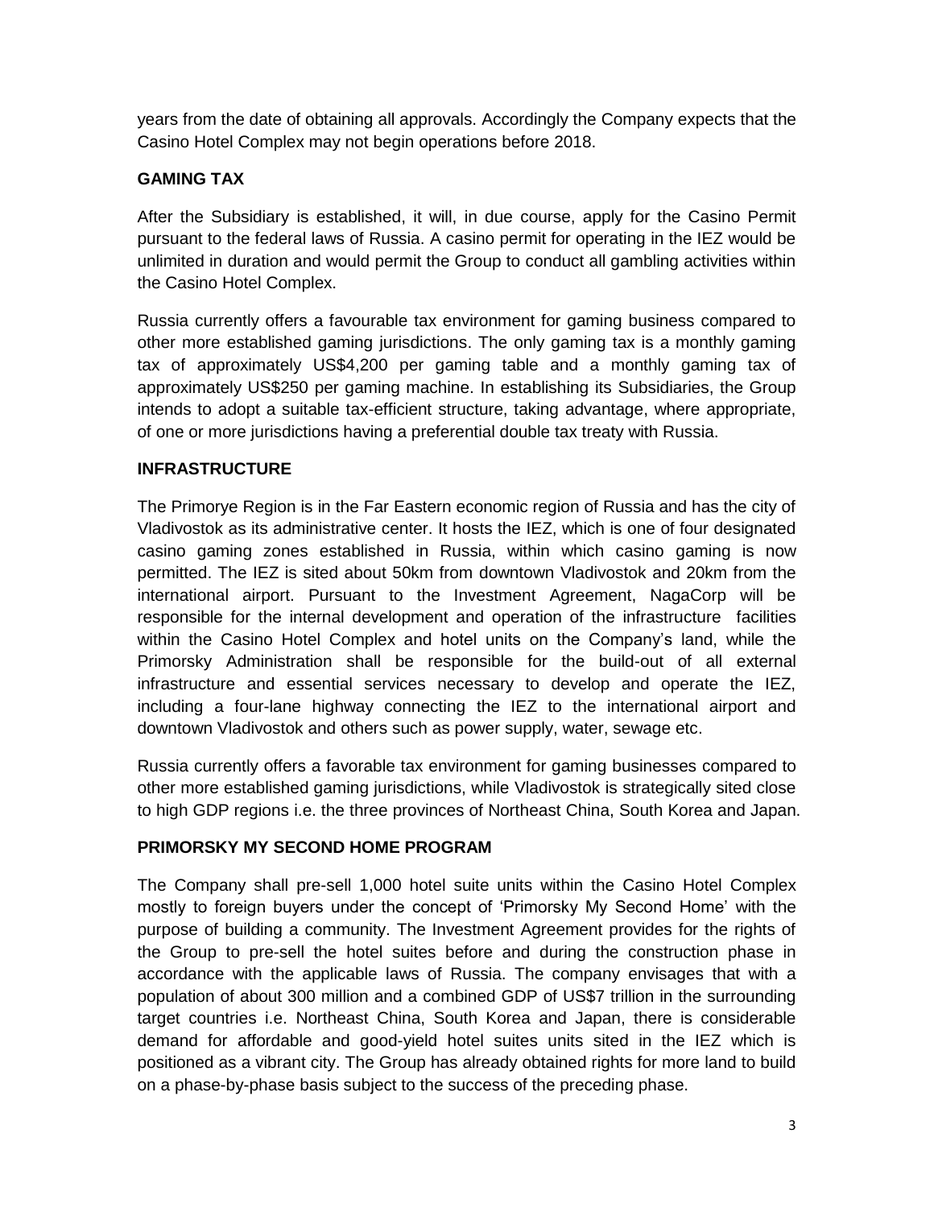years from the date of obtaining all approvals. Accordingly the Company expects that the Casino Hotel Complex may not begin operations before 2018.

## GAMING TAX

After the Subsidiary is established, it will, in due course, apply for the Casino Permit pursuant to the federal laws of Russia. A casino permit for operating in the IEZ would be unlimited in duration and would permit the Group to conduct all gambling activities within the Casino Hotel Complex.

Russia currently offers a favourable tax environment for gaming business compared to other more established gaming jurisdictions. The only gaming tax is a monthly gaming tax of approximately US$4,200 per gaming table and a monthly gaming tax of approximately US$250 per gaming machine. In establishing its Subsidiaries, the Group intends to adopt a suitable tax-efficient structure, taking advantage, where appropriate, of one or more jurisdictions having a preferential double tax treaty with Russia.

## INFRASTRUCTURE

The Primorye Region is in the Far Eastern economic region of Russia and has the city of Vladivostok as its administrative center. It hosts the IEZ, which is one of four designated casino gaming zones established in Russia, within which casino gaming is now permitted. The IEZ is sited about 50km from downtown Vladivostok and 20km from the international airport. Pursuant to the Investment Agreement, NagaCorp will be responsible for the internal development and operation of the infrastructure facilities within the Casino Hotel Complex and hotel units on the Company's land, while the Primorsky Administration shall be responsible for the build-out of all external infrastructure and essential services necessary to develop and operate the IEZ, including a four-lane highway connecting the IEZ to the international airport and downtown Vladivostok and others such as power supply, water, sewage etc.

Russia currently offers a favorable tax environment for gaming businesses compared to other more established gaming jurisdictions, while Vladivostok is strategically sited close to high GDP regions i.e. the three provinces of Northeast China, South Korea and Japan.

## PRIMORSKY MY SECOND HOME PROGRAM

The Company shall pre-sell 1,000 hotel suite units within the Casino Hotel Complex mostly to foreign buyers under the concept of 'Primorsky My Second Home' with the purpose of building a community. The Investment Agreement provides for the rights of the Group to pre-sell the hotel suites before and during the construction phase in accordance with the applicable laws of Russia. The company envisages that with a population of about 300 million and a combined GDP of US$7 trillion in the surrounding target countries i.e. Northeast China, South Korea and Japan, there is considerable demand for affordable and good-yield hotel suites units sited in the IEZ which is positioned as a vibrant city. The Group has already obtained rights for more land to build on a phase-by-phase basis subject to the success of the preceding phase.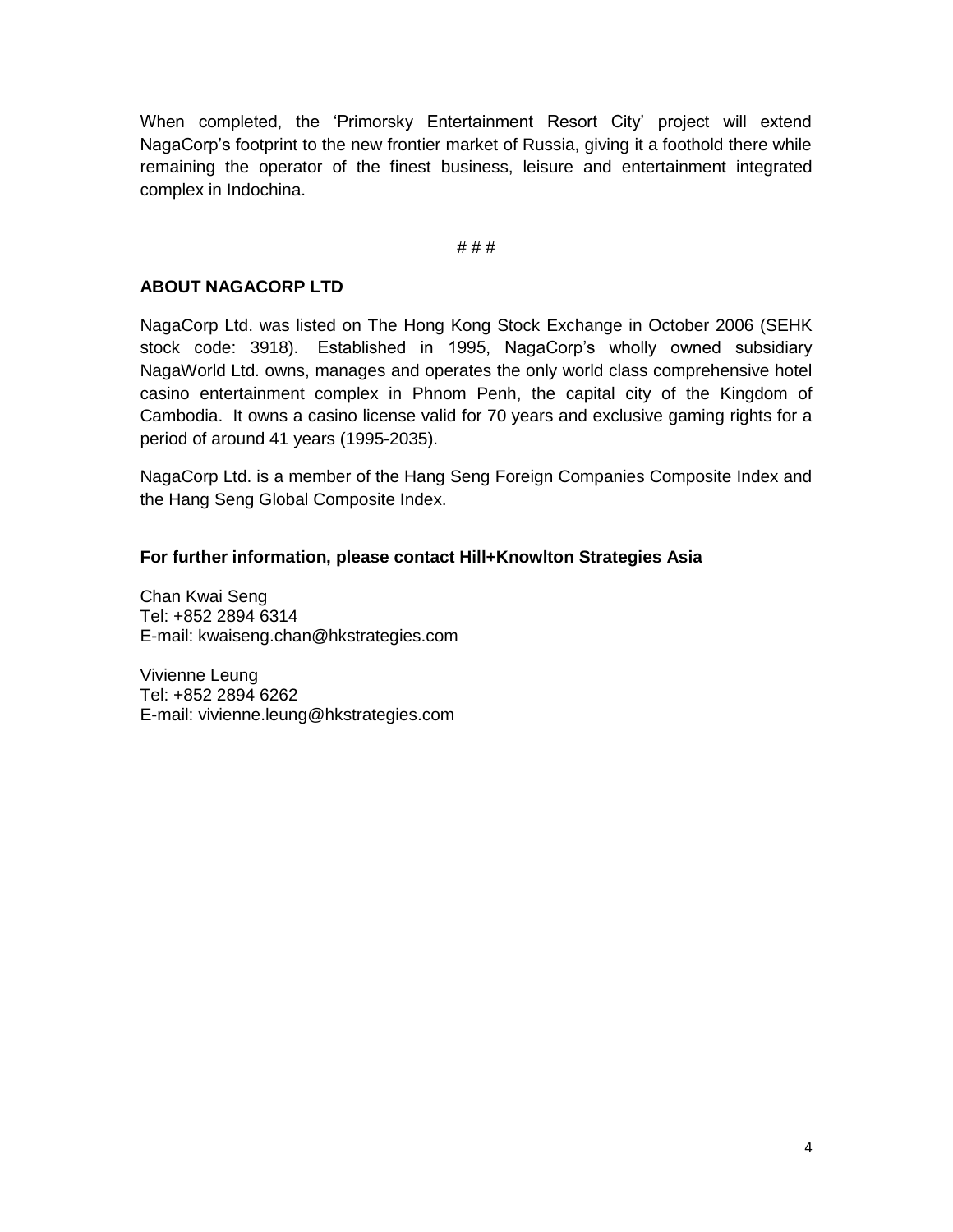When completed, the 'Primorsky Entertainment Resort City' project will extend NagaCorp's footprint to the new frontier market of Russia, giving it a foothold there while remaining the operator of the finest business, leisure and entertainment integrated complex in Indochina.

# # #

**ABOUT NAGACORP LTD**

NagaCorp Ltd. was listed on The Hong Kong Stock Exchange in October 2006 (SEHK stock code: 3918). Established in 1995, NagaCorp's wholly owned subsidiary NagaWorld Ltd. owns, manages and operates the only world class comprehensive hotel casino entertainment complex in Phnom Penh, the capital city of the Kingdom of Cambodia. It owns a casino license valid for 70 years and exclusive gaming rights for a period of around 41 years (1995-2035).

NagaCorp Ltd. is a member of the Hang Seng Foreign Companies Composite Index and the Hang Seng Global Composite Index.

**For further information, please contact Hill+Knowlton Strategies Asia**

Chan Kwai Seng
Tel: +852 2894 6314
E-mail: kwaiseng.chan@hkstrategies.com

Vivienne Leung
Tel: +852 2894 6262
E-mail: vivienne.leung@hkstrategies.com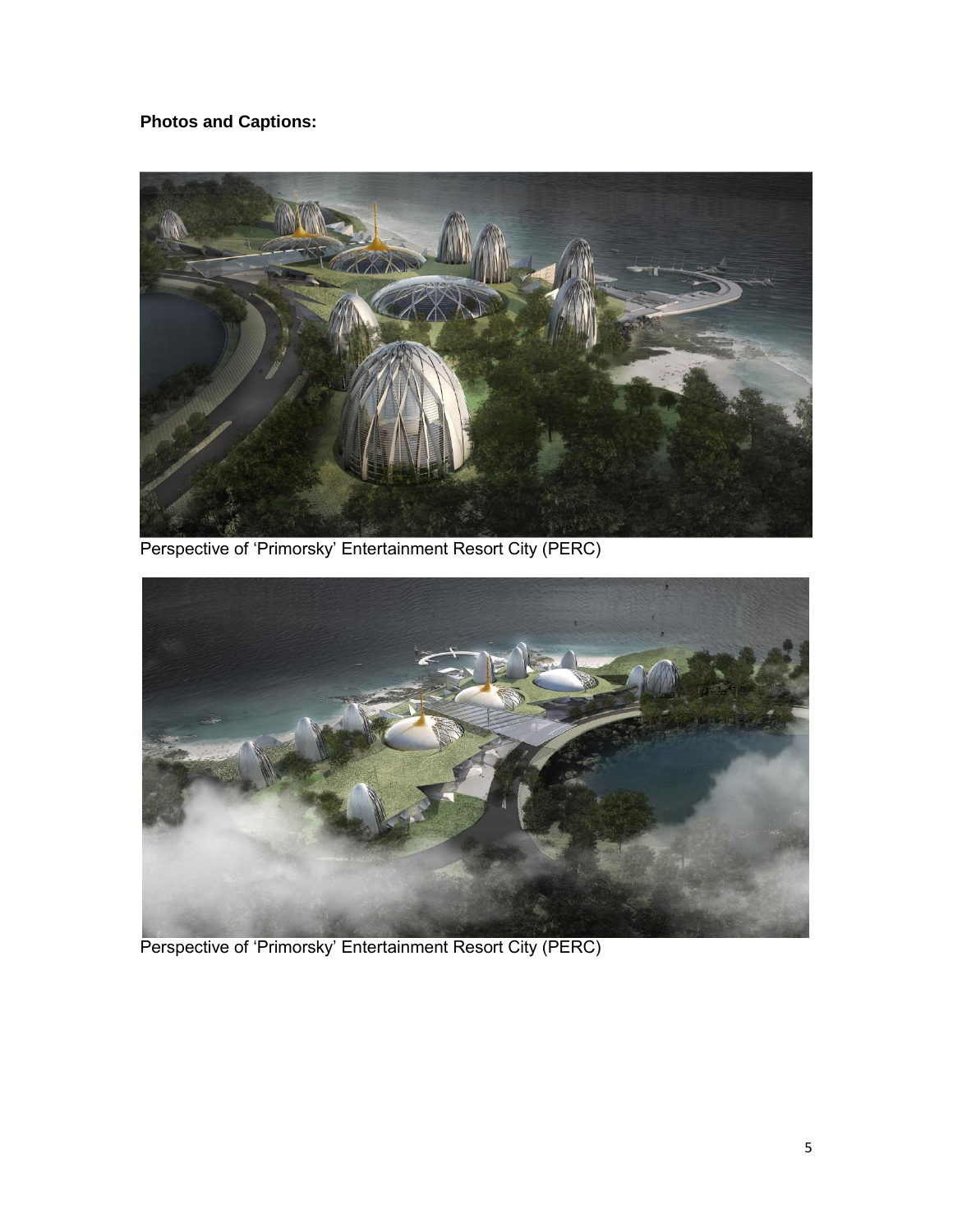**Photos and Captions:**

Perspective of 'Primorsky' Entertainment Resort City (PERC)

Perspective of 'Primorsky' Entertainment Resort City (PERC)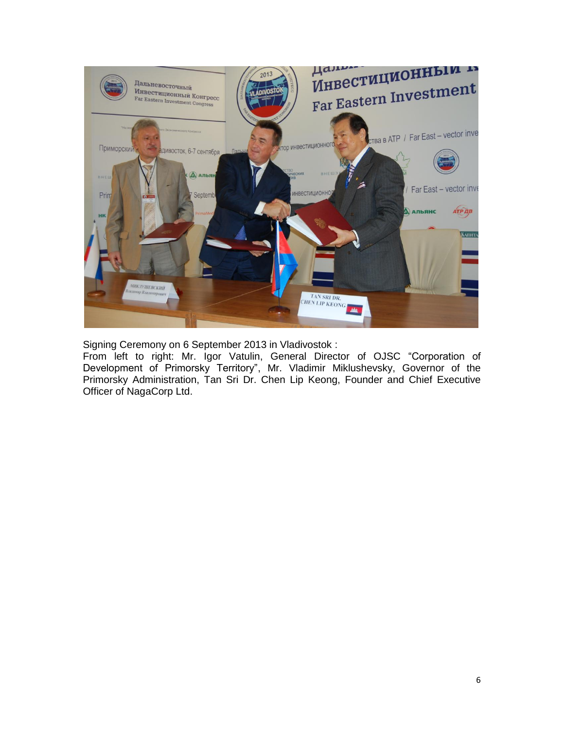Signing Ceremony on 6 September 2013 in Vladivostok :
From left to right: Mr. Igor Vatulin, General Director of OJSC “Corporation of Development of Primorsky Territory”, Mr. Vladimir Miklushevsky, Governor of the Primorsky Administration, Tan Sri Dr. Chen Lip Keong, Founder and Chief Executive Officer of NagaCorp Ltd.